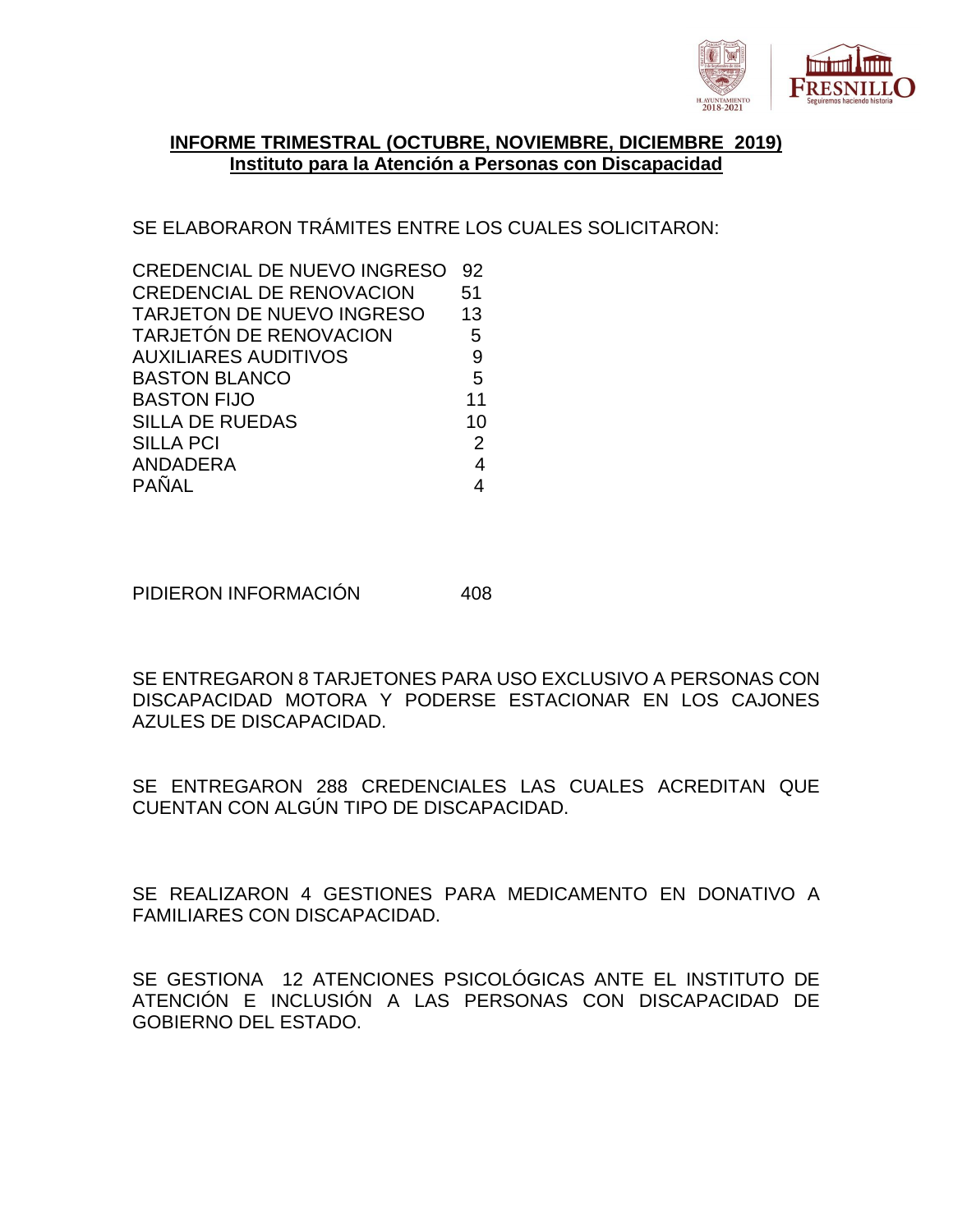# INFORME TRIMESTRAL (OCTUBRE, NOVIEMBRE, DICIEMBRE 2019)
## Instituto para la Atención a Personas con Discapacidad

SE ELABORARON TRÁMITES ENTRE LOS CUALES SOLICITARON:

| | |
|---|---|
| CREDENCIAL DE NUEVO INGRESO | 92 |
| CREDENCIAL DE RENOVACION | 51 |
| TARJETON DE NUEVO INGRESO | 13 |
| TARJETÓN DE RENOVACION | 5 |
| AUXILIARES AUDITIVOS | 9 |
| BASTON BLANCO | 5 |
| BASTON FIJO | 11 |
| SILLA DE RUEDAS | 10 |
| SILLA PCI | 2 |
| ANDADERA | 4 |
| PAÑAL | 4 |

PIDIERON INFORMACIÓN 408

SE ENTREGARON 8 TARJETONES PARA USO EXCLUSIVO A PERSONAS CON DISCAPACIDAD MOTORA Y PODERSE ESTACIONAR EN LOS CAJONES AZULES DE DISCAPACIDAD.

SE ENTREGARON 288 CREDENCIALES LAS CUALES ACREDITAN QUE CUENTAN CON ALGÚN TIPO DE DISCAPACIDAD.

SE REALIZARON 4 GESTIONES PARA MEDICAMENTO EN DONATIVO A FAMILIARES CON DISCAPACIDAD.

SE GESTIONA 12 ATENCIONES PSICOLÓGICAS ANTE EL INSTITUTO DE ATENCIÓN E INCLUSIÓN A LAS PERSONAS CON DISCAPACIDAD DE GOBIERNO DEL ESTADO.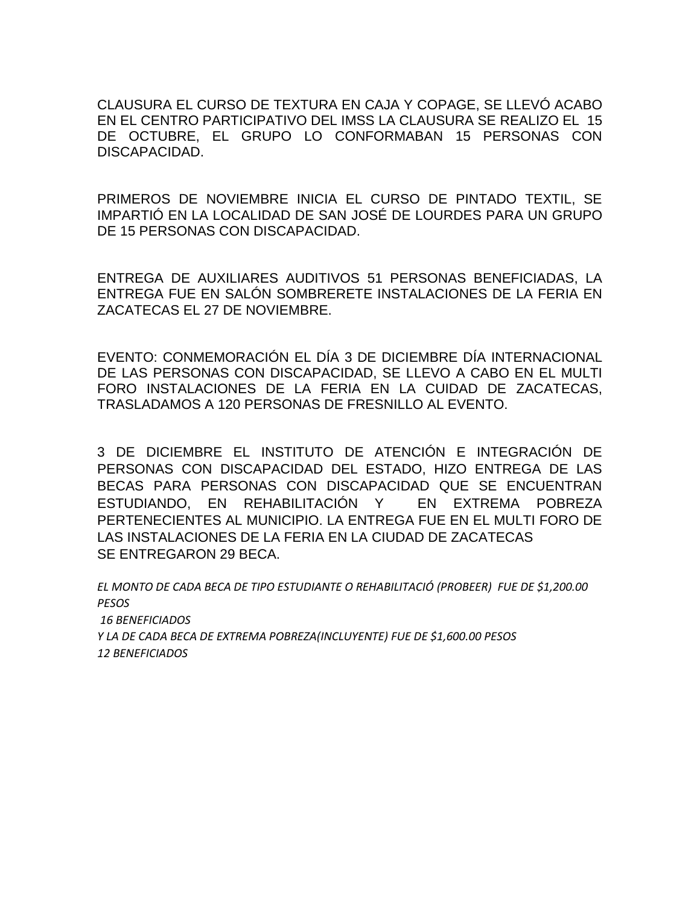CLAUSURA EL CURSO DE TEXTURA EN CAJA Y COPAGE, SE LLEVÓ ACABO EN EL CENTRO PARTICIPATIVO DEL IMSS LA CLAUSURA SE REALIZO EL 15 DE OCTUBRE, EL GRUPO LO CONFORMABAN 15 PERSONAS CON DISCAPACIDAD.

PRIMEROS DE NOVIEMBRE INICIA EL CURSO DE PINTADO TEXTIL, SE IMPARTIÓ EN LA LOCALIDAD DE SAN JOSÉ DE LOURDES PARA UN GRUPO DE 15 PERSONAS CON DISCAPACIDAD.

ENTREGA DE AUXILIARES AUDITIVOS 51 PERSONAS BENEFICIADAS, LA ENTREGA FUE EN SALÓN SOMBRERETE INSTALACIONES DE LA FERIA EN ZACATECAS EL 27 DE NOVIEMBRE.

EVENTO: CONMEMORACIÓN EL DÍA 3 DE DICIEMBRE DÍA INTERNACIONAL DE LAS PERSONAS CON DISCAPACIDAD, SE LLEVO A CABO EN EL MULTI FORO INSTALACIONES DE LA FERIA EN LA CUIDAD DE ZACATECAS, TRASLADAMOS A 120 PERSONAS DE FRESNILLO AL EVENTO.

3 DE DICIEMBRE EL INSTITUTO DE ATENCIÓN E INTEGRACIÓN DE PERSONAS CON DISCAPACIDAD DEL ESTADO, HIZO ENTREGA DE LAS BECAS PARA PERSONAS CON DISCAPACIDAD QUE SE ENCUENTRAN ESTUDIANDO, EN REHABILITACIÓN Y EN EXTREMA POBREZA PERTENECIENTES AL MUNICIPIO. LA ENTREGA FUE EN EL MULTI FORO DE LAS INSTALACIONES DE LA FERIA EN LA CIUDAD DE ZACATECAS
SE ENTREGARON 29 BECA.

*EL MONTO DE CADA BECA DE TIPO ESTUDIANTE O REHABILITACIÓ (PROBEER) FUE DE $1,200.00 PESOS*
*16 BENEFICIADOS*
*Y LA DE CADA BECA DE EXTREMA POBREZA(INCLUYENTE) FUE DE $1,600.00 PESOS*
*12 BENEFICIADOS*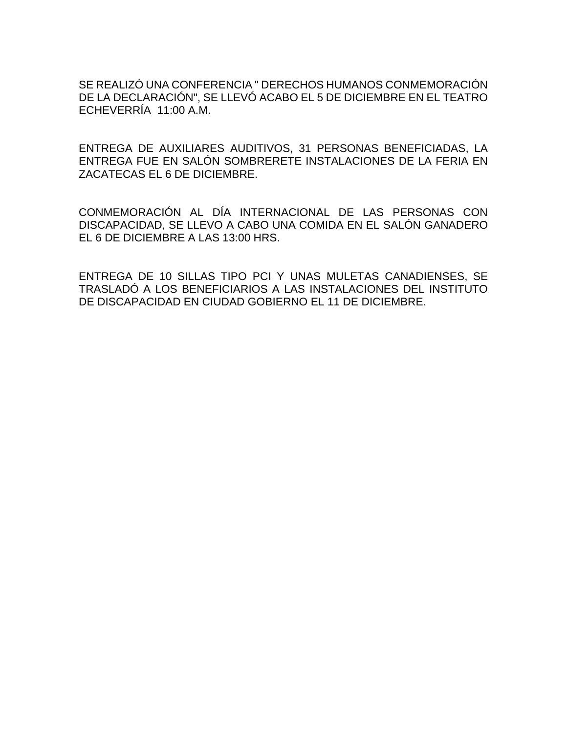SE REALIZÓ UNA CONFERENCIA " DERECHOS HUMANOS CONMEMORACIÓN DE LA DECLARACIÓN", SE LLEVÓ ACABO EL 5 DE DICIEMBRE EN EL TEATRO ECHEVERRÍA 11:00 A.M.

ENTREGA DE AUXILIARES AUDITIVOS, 31 PERSONAS BENEFICIADAS, LA ENTREGA FUE EN SALÓN SOMBRERETE INSTALACIONES DE LA FERIA EN ZACATECAS EL 6 DE DICIEMBRE.

CONMEMORACIÓN AL DÍA INTERNACIONAL DE LAS PERSONAS CON DISCAPACIDAD, SE LLEVO A CABO UNA COMIDA EN EL SALÓN GANADERO EL 6 DE DICIEMBRE A LAS 13:00 HRS.

ENTREGA DE 10 SILLAS TIPO PCI Y UNAS MULETAS CANADIENSES, SE TRASLADÓ A LOS BENEFICIARIOS A LAS INSTALACIONES DEL INSTITUTO DE DISCAPACIDAD EN CIUDAD GOBIERNO EL 11 DE DICIEMBRE.